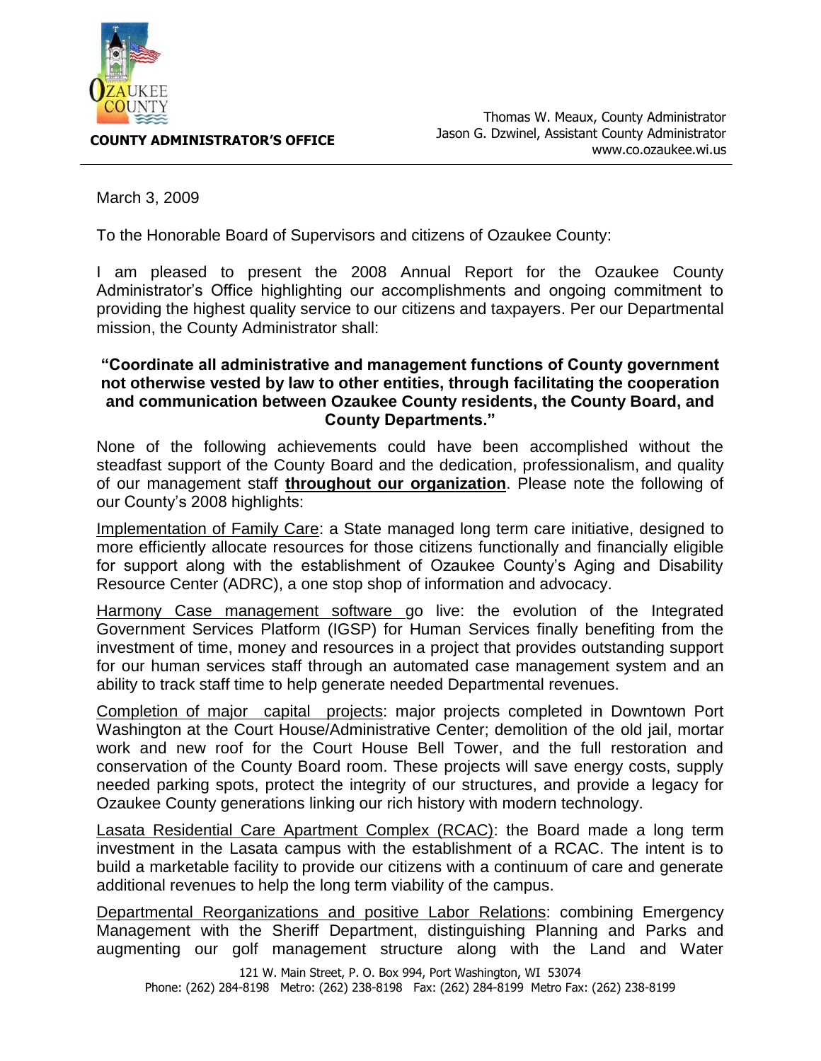**COUNTY ADMINISTRATOR'S OFFICE**

Thomas W. Meaux, County Administrator
Jason G. Dzwinel, Assistant County Administrator
www.co.ozaukee.wi.us

---

March 3, 2009

To the Honorable Board of Supervisors and citizens of Ozaukee County:

I am pleased to present the 2008 Annual Report for the Ozaukee County Administrator's Office highlighting our accomplishments and ongoing commitment to providing the highest quality service to our citizens and taxpayers. Per our Departmental mission, the County Administrator shall:

**"Coordinate all administrative and management functions of County government not otherwise vested by law to other entities, through facilitating the cooperation and communication between Ozaukee County residents, the County Board, and County Departments."**

None of the following achievements could have been accomplished without the steadfast support of the County Board and the dedication, professionalism, and quality of our management staff **throughout our organization**. Please note the following of our County's 2008 highlights:

Implementation of Family Care: a State managed long term care initiative, designed to more efficiently allocate resources for those citizens functionally and financially eligible for support along with the establishment of Ozaukee County's Aging and Disability Resource Center (ADRC), a one stop shop of information and advocacy.

Harmony Case management software go live: the evolution of the Integrated Government Services Platform (IGSP) for Human Services finally benefiting from the investment of time, money and resources in a project that provides outstanding support for our human services staff through an automated case management system and an ability to track staff time to help generate needed Departmental revenues.

Completion of major capital projects: major projects completed in Downtown Port Washington at the Court House/Administrative Center; demolition of the old jail, mortar work and new roof for the Court House Bell Tower, and the full restoration and conservation of the County Board room. These projects will save energy costs, supply needed parking spots, protect the integrity of our structures, and provide a legacy for Ozaukee County generations linking our rich history with modern technology.

Lasata Residential Care Apartment Complex (RCAC): the Board made a long term investment in the Lasata campus with the establishment of a RCAC. The intent is to build a marketable facility to provide our citizens with a continuum of care and generate additional revenues to help the long term viability of the campus.

Departmental Reorganizations and positive Labor Relations: combining Emergency Management with the Sheriff Department, distinguishing Planning and Parks and augmenting our golf management structure along with the Land and Water

121 W. Main Street, P. O. Box 994, Port Washington, WI 53074
Phone: (262) 284-8198 Metro: (262) 238-8198 Fax: (262) 284-8199 Metro Fax: (262) 238-8199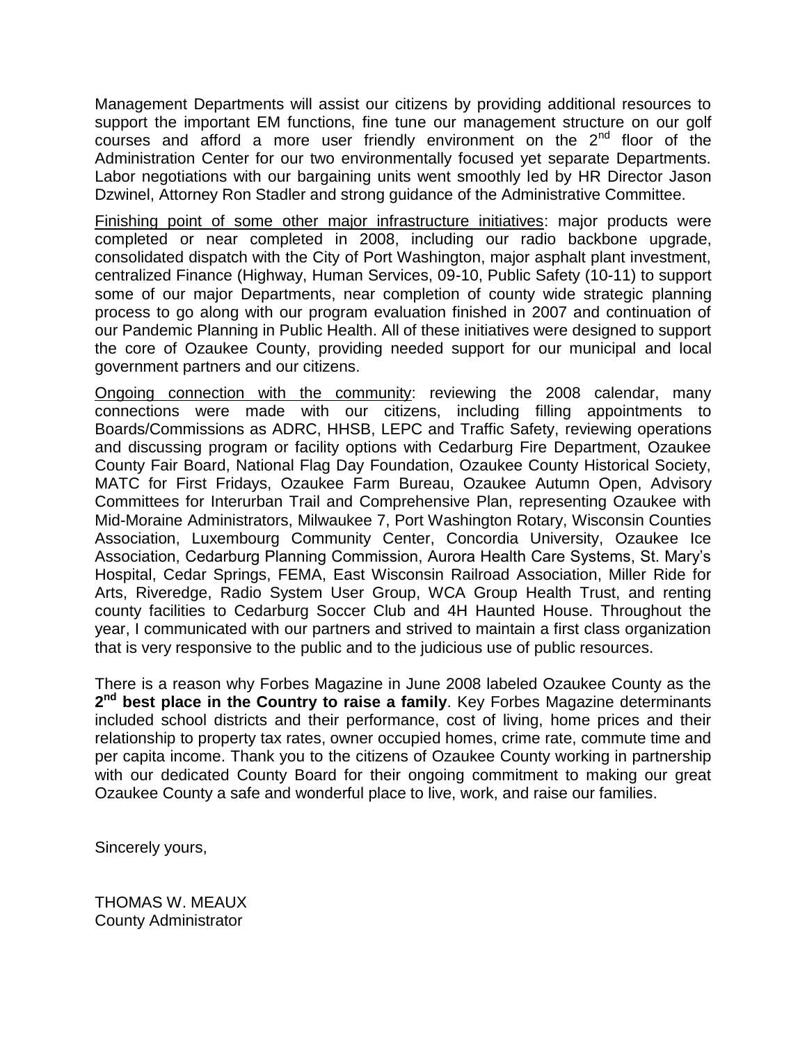Management Departments will assist our citizens by providing additional resources to support the important EM functions, fine tune our management structure on our golf courses and afford a more user friendly environment on the 2nd floor of the Administration Center for our two environmentally focused yet separate Departments. Labor negotiations with our bargaining units went smoothly led by HR Director Jason Dzwinel, Attorney Ron Stadler and strong guidance of the Administrative Committee.

<u>Finishing point of some other major infrastructure initiatives</u>: major products were completed or near completed in 2008, including our radio backbone upgrade, consolidated dispatch with the City of Port Washington, major asphalt plant investment, centralized Finance (Highway, Human Services, 09-10, Public Safety (10-11) to support some of our major Departments, near completion of county wide strategic planning process to go along with our program evaluation finished in 2007 and continuation of our Pandemic Planning in Public Health. All of these initiatives were designed to support the core of Ozaukee County, providing needed support for our municipal and local government partners and our citizens.

<u>Ongoing connection with the community</u>: reviewing the 2008 calendar, many connections were made with our citizens, including filling appointments to Boards/Commissions as ADRC, HHSB, LEPC and Traffic Safety, reviewing operations and discussing program or facility options with Cedarburg Fire Department, Ozaukee County Fair Board, National Flag Day Foundation, Ozaukee County Historical Society, MATC for First Fridays, Ozaukee Farm Bureau, Ozaukee Autumn Open, Advisory Committees for Interurban Trail and Comprehensive Plan, representing Ozaukee with Mid-Moraine Administrators, Milwaukee 7, Port Washington Rotary, Wisconsin Counties Association, Luxembourg Community Center, Concordia University, Ozaukee Ice Association, Cedarburg Planning Commission, Aurora Health Care Systems, St. Mary's Hospital, Cedar Springs, FEMA, East Wisconsin Railroad Association, Miller Ride for Arts, Riveredge, Radio System User Group, WCA Group Health Trust, and renting county facilities to Cedarburg Soccer Club and 4H Haunted House. Throughout the year, I communicated with our partners and strived to maintain a first class organization that is very responsive to the public and to the judicious use of public resources.

There is a reason why Forbes Magazine in June 2008 labeled Ozaukee County as the **2nd best place in the Country to raise a family**. Key Forbes Magazine determinants included school districts and their performance, cost of living, home prices and their relationship to property tax rates, owner occupied homes, crime rate, commute time and per capita income. Thank you to the citizens of Ozaukee County working in partnership with our dedicated County Board for their ongoing commitment to making our great Ozaukee County a safe and wonderful place to live, work, and raise our families.

Sincerely yours,

THOMAS W. MEAUX
County Administrator